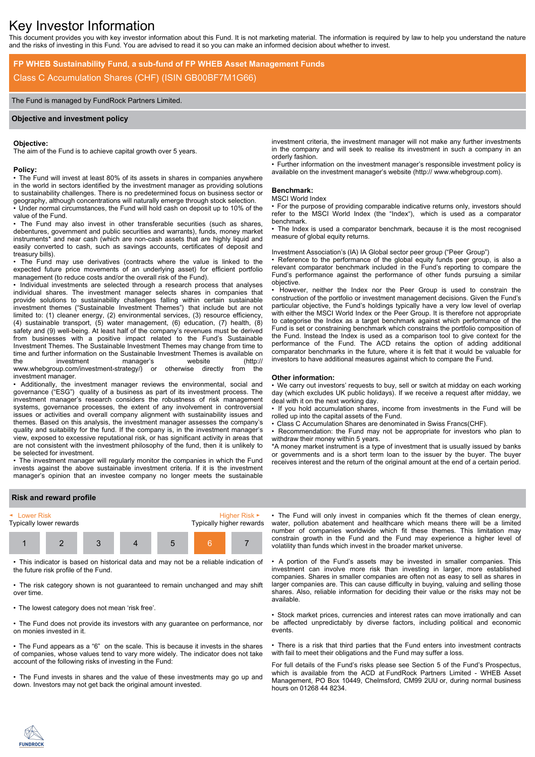# Key Investor Information

This document provides you with key investor information about this Fund. It is not marketing material. The information is required by law to help you understand the nature and the risks of investing in this Fund. You are advised to read it so you can make an informed decision about whether to invest.

## FP WHEB Sustainability Fund, a sub-fund of FP WHEB Asset Management Funds

Class C Accumulation Shares (CHF) (ISIN GB00BF7M1G66)

The Fund is managed by FundRock Partners Limited.

## Objective and investment policy

**Objective:**

The aim of the Fund is to achieve capital growth over 5 years.

**Policy:**

- The Fund will invest at least 80% of its assets in shares in companies anywhere in the world in sectors identified by the investment manager as providing solutions to sustainability challenges. There is no predetermined focus on business sector or geography, although concentrations will naturally emerge through stock selection.
- Under normal circumstances, the Fund will hold cash on deposit up to 10% of the value of the Fund.
- The Fund may also invest in other transferable securities (such as shares, debentures, government and public securities and warrants), funds, money market instruments* and near cash (which are non-cash assets that are highly liquid and easily converted to cash, such as savings accounts, certificates of deposit and treasury bills).
- The Fund may use derivatives (contracts where the value is linked to the expected future price movements of an underlying asset) for efficient portfolio management (to reduce costs and/or the overall risk of the Fund).
- Individual investments are selected through a research process that analyses individual shares. The investment manager selects shares in companies that provide solutions to sustainability challenges falling within certain sustainable investment themes ("Sustainable Investment Themes") that include but are not limited to: (1) cleaner energy, (2) environmental services, (3) resource efficiency, (4) sustainable transport, (5) water management, (6) education, (7) health, (8) safety and (9) well-being. At least half of the company's revenues must be derived from businesses with a positive impact related to the Fund's Sustainable Investment Themes. The Sustainable Investment Themes may change from time to time and further information on the Sustainable Investment Themes is available on the investment manager's website (http:// www.whebgroup.com/investment-strategy/) or otherwise directly from the investment manager.
- Additionally, the investment manager reviews the environmental, social and governance ("ESG") quality of a business as part of its investment process. The investment manager's research considers the robustness of risk management systems, governance processes, the extent of any involvement in controversial issues or activities and overall company alignment with sustainability issues and themes. Based on this analysis, the investment manager assesses the company's quality and suitability for the fund. If the company is, in the investment manager's view, exposed to excessive reputational risk, or has significant activity in areas that are not consistent with the investment philosophy of the fund, then it is unlikely to be selected for investment.
- The investment manager will regularly monitor the companies in which the Fund invests against the above sustainable investment criteria. If it is the investment manager's opinion that an investee company no longer meets the sustainable investment criteria, the investment manager will not make any further investments in the company and will seek to realise its investment in such a company in an orderly fashion.
- Further information on the investment manager's responsible investment policy is available on the investment manager's website (http:// www.whebgroup.com).

**Benchmark:**

MSCI World Index

- For the purpose of providing comparable indicative returns only, investors should refer to the MSCI World Index (the "Index"), which is used as a comparator benchmark.
- The Index is used a comparator benchmark, because it is the most recognised measure of global equity returns.

Investment Association's (IA) IA Global sector peer group ("Peer Group")

- Reference to the performance of the global equity funds peer group, is also a relevant comparator benchmark included in the Fund's reporting to compare the Fund's performance against the performance of other funds pursuing a similar objective.
- However, neither the Index nor the Peer Group is used to constrain the construction of the portfolio or investment management decisions. Given the Fund's particular objective, the Fund's holdings typically have a very low level of overlap with either the MSCI World Index or the Peer Group. It is therefore not appropriate to categorise the Index as a target benchmark against which performance of the Fund is set or constraining benchmark which constrains the portfolio composition of the Fund. Instead the Index is used as a comparison tool to give context for the performance of the Fund. The ACD retains the option of adding additional comparator benchmarks in the future, where it is felt that it would be valuable for investors to have additional measures against which to compare the Fund.

**Other information:**

- We carry out investors' requests to buy, sell or switch at midday on each working day (which excludes UK public holidays). If we receive a request after midday, we deal with it on the next working day.
- If you hold accumulation shares, income from investments in the Fund will be rolled up into the capital assets of the Fund.
- Class C Accumulation Shares are denominated in Swiss Francs(CHF).
- Recommendation: the Fund may not be appropriate for investors who plan to withdraw their money within 5 years.

*A money market instrument is a type of investment that is usually issued by banks or governments and is a short term loan to the issuer by the buyer. The buyer receives interest and the return of the original amount at the end of a certain period.

## Risk and reward profile

◄ Lower Risk — Typically lower rewards | Higher Risk ► — Typically higher rewards

| 1 | 2 | 3 | 4 | 5 | **6** | 7 |
|---|---|---|---|---|---|---|

- This indicator is based on historical data and may not be a reliable indication of the future risk profile of the Fund.
- The risk category shown is not guaranteed to remain unchanged and may shift over time.
- The lowest category does not mean 'risk free'.
- The Fund does not provide its investors with any guarantee on performance, nor on monies invested in it.
- The Fund appears as a "6" on the scale. This is because it invests in the shares of companies, whose values tend to vary more widely. The indicator does not take account of the following risks of investing in the Fund:
- The Fund invests in shares and the value of these investments may go up and down. Investors may not get back the original amount invested.
- The Fund will only invest in companies which fit the themes of clean energy, water, pollution abatement and healthcare which means there will be a limited number of companies worldwide which fit these themes. This limitation may constrain growth in the Fund and the Fund may experience a higher level of volatility than funds which invest in the broader market universe.
- A portion of the Fund's assets may be invested in smaller companies. This investment can involve more risk than investing in larger, more established companies. Shares in smaller companies are often not as easy to sell as shares in larger companies are. This can cause difficulty in buying, valuing and selling those shares. Also, reliable information for deciding their value or the risks may not be available.
- Stock market prices, currencies and interest rates can move irrationally and can be affected unpredictably by diverse factors, including political and economic events.
- There is a risk that third parties that the Fund enters into investment contracts with fail to meet their obligations and the Fund may suffer a loss.

For full details of the Fund's risks please see Section 5 of the Fund's Prospectus, which is available from the ACD at FundRock Partners Limited - WHEB Asset Management, PO Box 10449, Chelmsford, CM99 2UU or, during normal business hours on 01268 44 8234.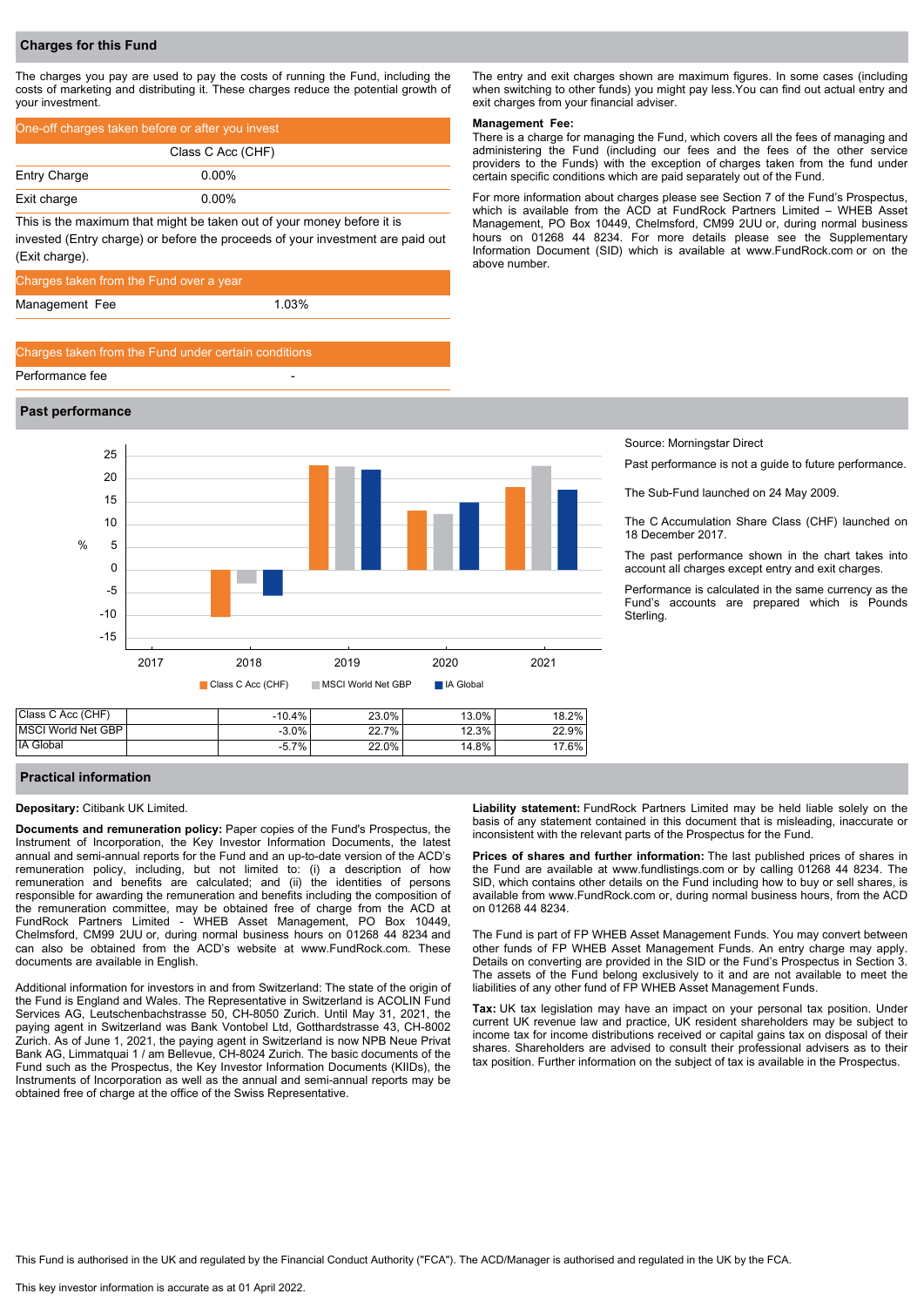## Charges for this Fund

The charges you pay are used to pay the costs of running the Fund, including the costs of marketing and distributing it. These charges reduce the potential growth of your investment.

| One-off charges taken before or after you invest | |
|---|---|
| | Class C Acc (CHF) |
| Entry Charge | 0.00% |
| Exit charge | 0.00% |

This is the maximum that might be taken out of your money before it is invested (Entry charge) or before the proceeds of your investment are paid out (Exit charge).

| Charges taken from the Fund over a year | |
|---|---|
| Management Fee | 1.03% |

| Charges taken from the Fund under certain conditions | |
|---|---|
| Performance fee | - |

The entry and exit charges shown are maximum figures. In some cases (including when switching to other funds) you might pay less.You can find out actual entry and exit charges from your financial adviser.

**Management Fee:**
There is a charge for managing the Fund, which covers all the fees of managing and administering the Fund (including our fees and the fees of the other service providers to the Funds) with the exception of charges taken from the fund under certain specific conditions which are paid separately out of the Fund.

For more information about charges please see Section 7 of the Fund's Prospectus, which is available from the ACD at FundRock Partners Limited – WHEB Asset Management, PO Box 10449, Chelmsford, CM99 2UU or, during normal business hours on 01268 44 8234. For more details please see the Supplementary Information Document (SID) which is available at www.FundRock.com or on the above number.

## Past performance

25
20
15
10
%
5
0
-5
-10
-15

2017
2018
2019
2020
2021

Class C Acc (CHF)
MSCI World Net GBP
IA Global

| | | | | | |
|---|---|---|---|---|---|
| Class C Acc (CHF) | | -10.4% | 23.0% | 13.0% | 18.2% |
| MSCI World Net GBP | | -3.0% | 22.7% | 12.3% | 22.9% |
| IA Global | | -5.7% | 22.0% | 14.8% | 17.6% |

Source: Morningstar Direct

Past performance is not a guide to future performance.

The Sub-Fund launched on 24 May 2009.

The C Accumulation Share Class (CHF) launched on 18 December 2017.

The past performance shown in the chart takes into account all charges except entry and exit charges.

Performance is calculated in the same currency as the Fund's accounts are prepared which is Pounds Sterling.

## Practical information

**Depositary:** Citibank UK Limited.

**Documents and remuneration policy:** Paper copies of the Fund's Prospectus, the Instrument of Incorporation, the Key Investor Information Documents, the latest annual and semi-annual reports for the Fund and an up-to-date version of the ACD's remuneration policy, including, but not limited to: (i) a description of how remuneration and benefits are calculated; and (ii) the identities of persons responsible for awarding the remuneration and benefits including the composition of the remuneration committee, may be obtained free of charge from the ACD at FundRock Partners Limited - WHEB Asset Management, PO Box 10449, Chelmsford, CM99 2UU or, during normal business hours on 01268 44 8234 and can also be obtained from the ACD's website at www.FundRock.com. These documents are available in English.

Additional information for investors in and from Switzerland: The state of the origin of the Fund is England and Wales. The Representative in Switzerland is ACOLIN Fund Services AG, Leutschenbachstrasse 50, CH-8050 Zurich. Until May 31, 2021, the paying agent in Switzerland was Bank Vontobel Ltd, Gotthardstrasse 43, CH-8002 Zurich. As of June 1, 2021, the paying agent in Switzerland is now NPB Neue Privat Bank AG, Limmatquai 1 / am Bellevue, CH-8024 Zurich. The basic documents of the Fund such as the Prospectus, the Key Investor Information Documents (KIIDs), the Instruments of Incorporation as well as the annual and semi-annual reports may be obtained free of charge at the office of the Swiss Representative.

**Liability statement:** FundRock Partners Limited may be held liable solely on the basis of any statement contained in this document that is misleading, inaccurate or inconsistent with the relevant parts of the Prospectus for the Fund.

**Prices of shares and further information:** The last published prices of shares in the Fund are available at www.fundlistings.com or by calling 01268 44 8234. The SID, which contains other details on the Fund including how to buy or sell shares, is available from www.FundRock.com or, during normal business hours, from the ACD on 01268 44 8234.

The Fund is part of FP WHEB Asset Management Funds. You may convert between other funds of FP WHEB Asset Management Funds. An entry charge may apply. Details on converting are provided in the SID or the Fund's Prospectus in Section 3. The assets of the Fund belong exclusively to it and are not available to meet the liabilities of any other fund of FP WHEB Asset Management Funds.

**Tax:** UK tax legislation may have an impact on your personal tax position. Under current UK revenue law and practice, UK resident shareholders may be subject to income tax for income distributions received or capital gains tax on disposal of their shares. Shareholders are advised to consult their professional advisers as to their tax position. Further information on the subject of tax is available in the Prospectus.

This Fund is authorised in the UK and regulated by the Financial Conduct Authority ("FCA"). The ACD/Manager is authorised and regulated in the UK by the FCA.

This key investor information is accurate as at 01 April 2022.